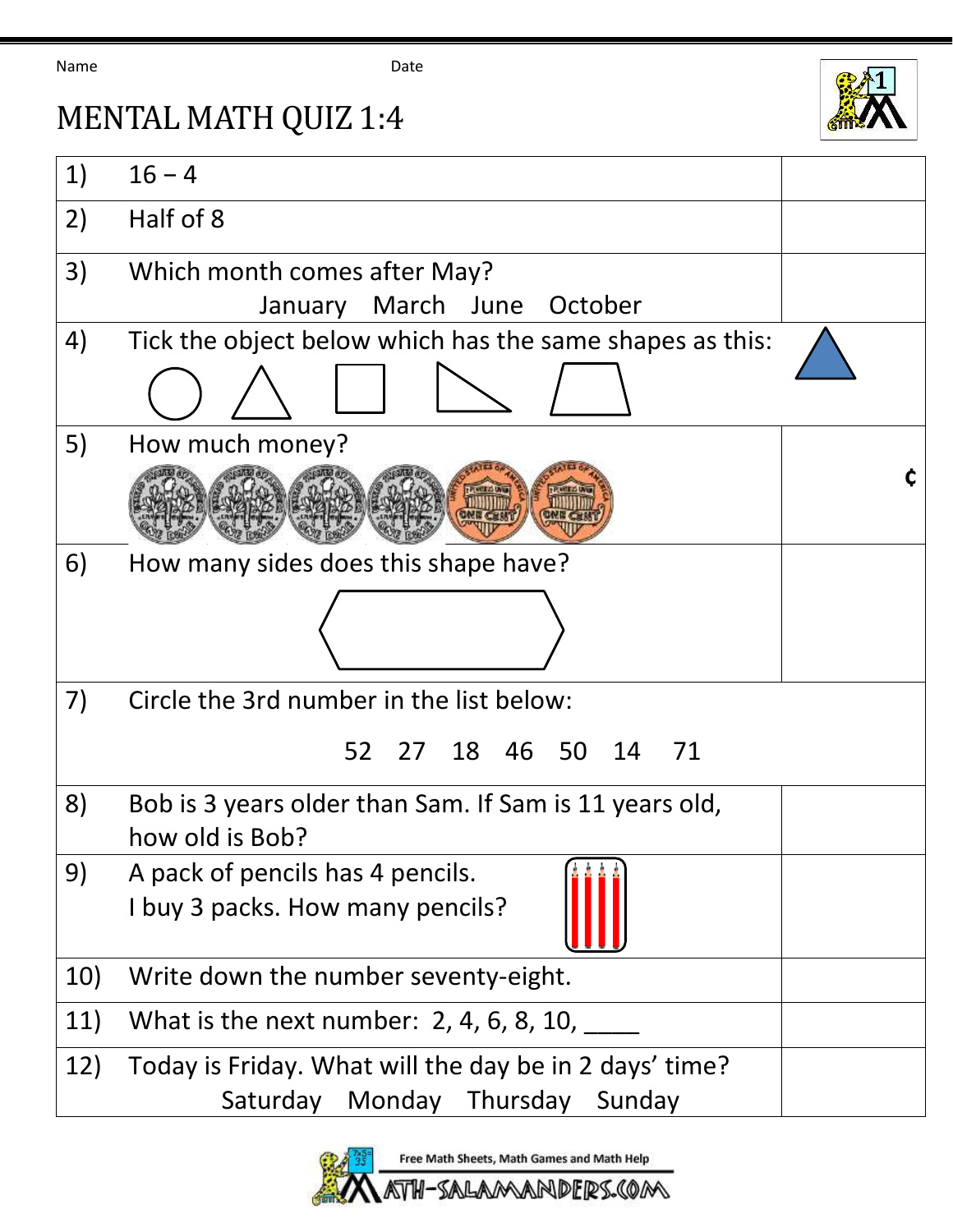Name Date

# MENTAL MATH QUIZ 1:4

| | | |
|---|---|---|
| 1) | 16 – 4 | |
| 2) | Half of 8 | |
| 3) | Which month comes after May?<br>January March June October | |
| 4) | Tick the object below which has the same shapes as this: | |
| 5) | How much money? | ¢ |
| 6) | How many sides does this shape have? | |
| 7) | Circle the 3rd number in the list below:<br>52 27 18 46 50 14 71 | |
| 8) | Bob is 3 years older than Sam. If Sam is 11 years old, how old is Bob? | |
| 9) | A pack of pencils has 4 pencils.<br>I buy 3 packs. How many pencils? | |
| 10) | Write down the number seventy-eight. | |
| 11) | What is the next number: 2, 4, 6, 8, 10, ____ | |
| 12) | Today is Friday. What will the day be in 2 days' time?<br>Saturday Monday Thursday Sunday | |

Free Math Sheets, Math Games and Math Help
MATH-SALAMANDERS.COM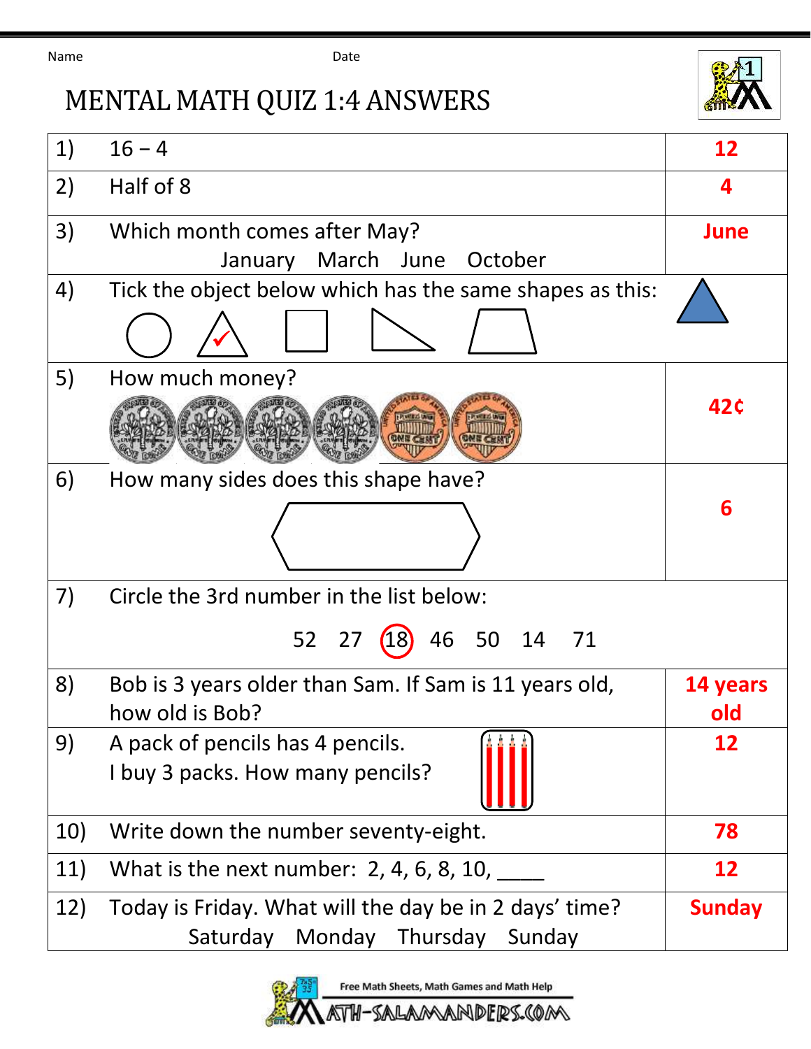Name Date

# MENTAL MATH QUIZ 1:4 ANSWERS

| | | |
|---|---|---|
| 1) | 16 – 4 | **12** |
| 2) | Half of 8 | **4** |
| 3) | Which month comes after May? <br> January March June October | **June** |
| 4) | Tick the object below which has the same shapes as this: | |
| 5) | How much money? | **42¢** |
| 6) | How many sides does this shape have? | **6** |
| 7) | Circle the 3rd number in the list below: <br> 52 27 (18) 46 50 14 71 | |
| 8) | Bob is 3 years older than Sam. If Sam is 11 years old, how old is Bob? | **14 years old** |
| 9) | A pack of pencils has 4 pencils. <br> I buy 3 packs. How many pencils? | **12** |
| 10) | Write down the number seventy-eight. | **78** |
| 11) | What is the next number: 2, 4, 6, 8, 10, ____ | **12** |
| 12) | Today is Friday. What will the day be in 2 days' time? <br> Saturday Monday Thursday Sunday | **Sunday** |

Free Math Sheets, Math Games and Math Help

MATH-SALAMANDERS.COM